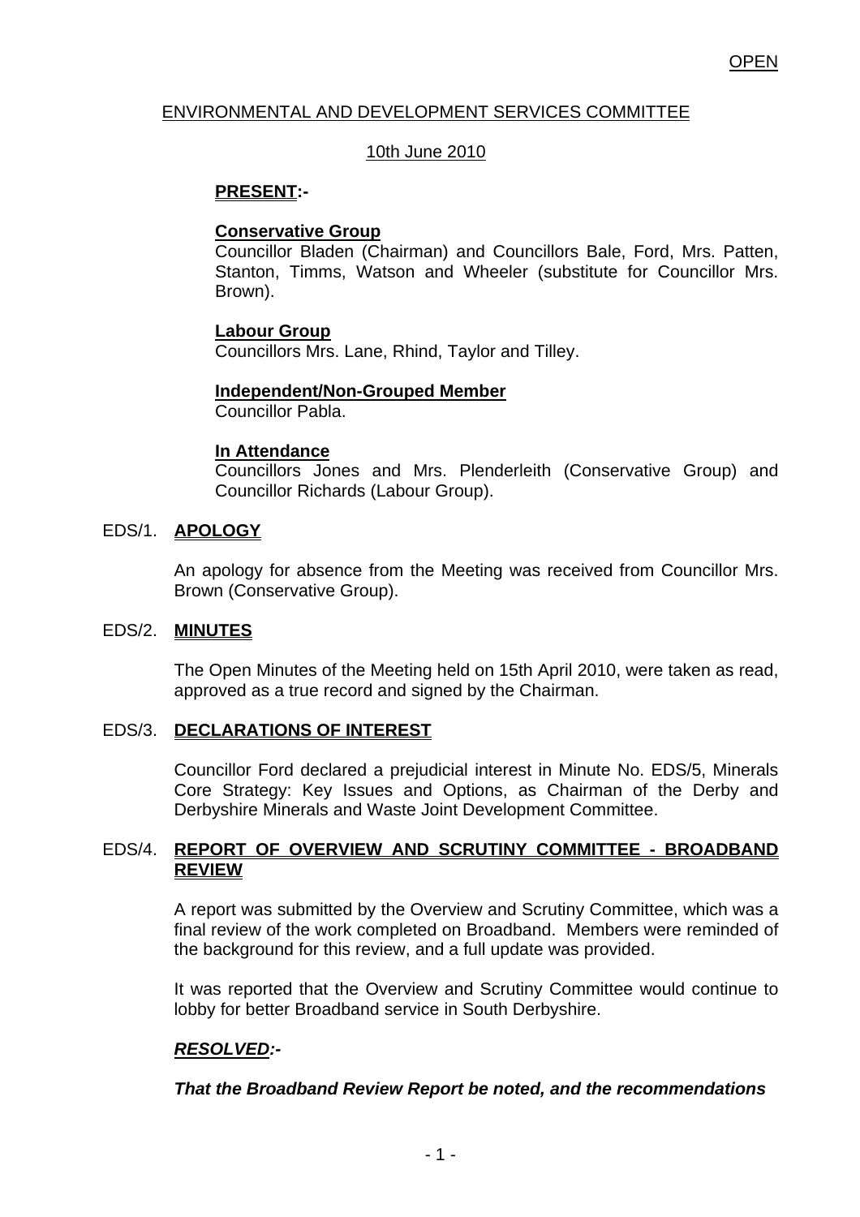OPEN

ENVIRONMENTAL AND DEVELOPMENT SERVICES COMMITTEE

10th June 2010

**PRESENT:-**

**Conservative Group**
Councillor Bladen (Chairman) and Councillors Bale, Ford, Mrs. Patten, Stanton, Timms, Watson and Wheeler (substitute for Councillor Mrs. Brown).

**Labour Group**
Councillors Mrs. Lane, Rhind, Taylor and Tilley.

**Independent/Non-Grouped Member**
Councillor Pabla.

**In Attendance**
Councillors Jones and Mrs. Plenderleith (Conservative Group) and Councillor Richards (Labour Group).

EDS/1. **APOLOGY**

An apology for absence from the Meeting was received from Councillor Mrs. Brown (Conservative Group).

EDS/2. **MINUTES**

The Open Minutes of the Meeting held on 15th April 2010, were taken as read, approved as a true record and signed by the Chairman.

EDS/3. **DECLARATIONS OF INTEREST**

Councillor Ford declared a prejudicial interest in Minute No. EDS/5, Minerals Core Strategy: Key Issues and Options, as Chairman of the Derby and Derbyshire Minerals and Waste Joint Development Committee.

EDS/4. **REPORT OF OVERVIEW AND SCRUTINY COMMITTEE - BROADBAND REVIEW**

A report was submitted by the Overview and Scrutiny Committee, which was a final review of the work completed on Broadband. Members were reminded of the background for this review, and a full update was provided.

It was reported that the Overview and Scrutiny Committee would continue to lobby for better Broadband service in South Derbyshire.

***RESOLVED:-***

***That the Broadband Review Report be noted, and the recommendations***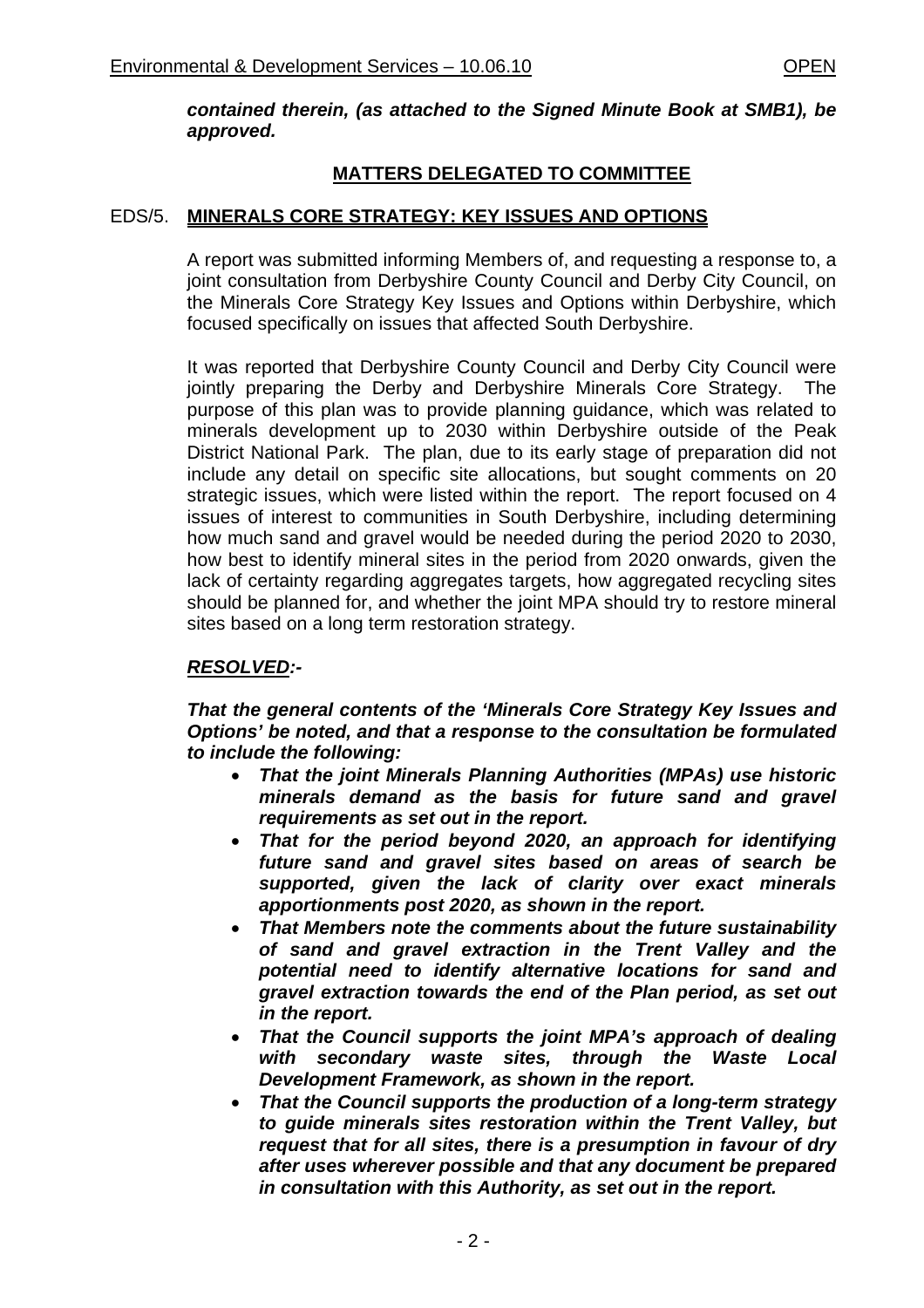***contained therein, (as attached to the Signed Minute Book at SMB1), be approved.***

## MATTERS DELEGATED TO COMMITTEE

### EDS/5. MINERALS CORE STRATEGY: KEY ISSUES AND OPTIONS

A report was submitted informing Members of, and requesting a response to, a joint consultation from Derbyshire County Council and Derby City Council, on the Minerals Core Strategy Key Issues and Options within Derbyshire, which focused specifically on issues that affected South Derbyshire.

It was reported that Derbyshire County Council and Derby City Council were jointly preparing the Derby and Derbyshire Minerals Core Strategy. The purpose of this plan was to provide planning guidance, which was related to minerals development up to 2030 within Derbyshire outside of the Peak District National Park. The plan, due to its early stage of preparation did not include any detail on specific site allocations, but sought comments on 20 strategic issues, which were listed within the report. The report focused on 4 issues of interest to communities in South Derbyshire, including determining how much sand and gravel would be needed during the period 2020 to 2030, how best to identify mineral sites in the period from 2020 onwards, given the lack of certainty regarding aggregates targets, how aggregated recycling sites should be planned for, and whether the joint MPA should try to restore mineral sites based on a long term restoration strategy.

***RESOLVED:-***

***That the general contents of the 'Minerals Core Strategy Key Issues and Options' be noted, and that a response to the consultation be formulated to include the following:***

- ***That the joint Minerals Planning Authorities (MPAs) use historic minerals demand as the basis for future sand and gravel requirements as set out in the report.***
- ***That for the period beyond 2020, an approach for identifying future sand and gravel sites based on areas of search be supported, given the lack of clarity over exact minerals apportionments post 2020, as shown in the report.***
- ***That Members note the comments about the future sustainability of sand and gravel extraction in the Trent Valley and the potential need to identify alternative locations for sand and gravel extraction towards the end of the Plan period, as set out in the report.***
- ***That the Council supports the joint MPA's approach of dealing with secondary waste sites, through the Waste Local Development Framework, as shown in the report.***
- ***That the Council supports the production of a long-term strategy to guide minerals sites restoration within the Trent Valley, but request that for all sites, there is a presumption in favour of dry after uses wherever possible and that any document be prepared in consultation with this Authority, as set out in the report.***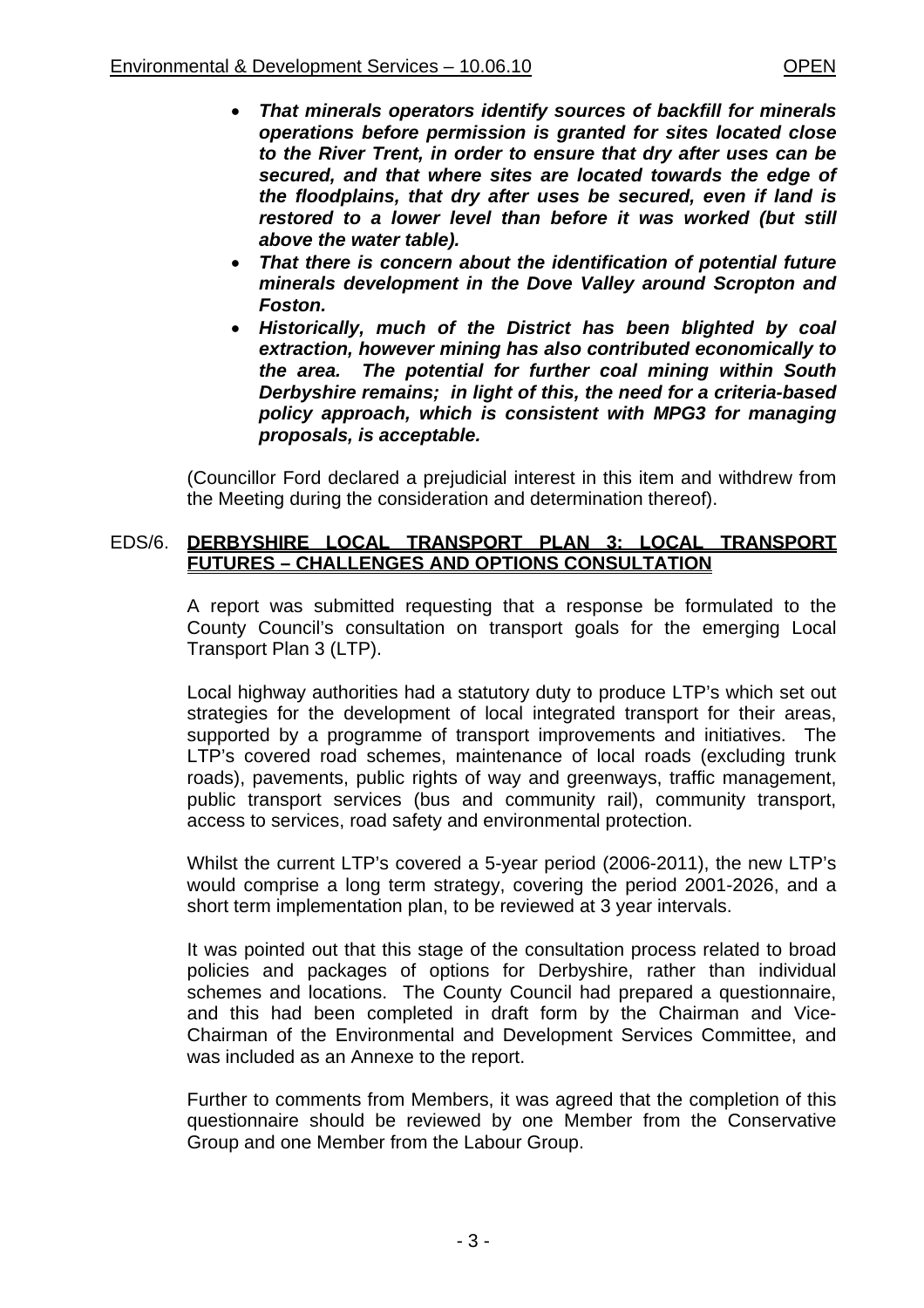- ***That minerals operators identify sources of backfill for minerals operations before permission is granted for sites located close to the River Trent, in order to ensure that dry after uses can be secured, and that where sites are located towards the edge of the floodplains, that dry after uses be secured, even if land is restored to a lower level than before it was worked (but still above the water table).***
- ***That there is concern about the identification of potential future minerals development in the Dove Valley around Scropton and Foston.***
- ***Historically, much of the District has been blighted by coal extraction, however mining has also contributed economically to the area. The potential for further coal mining within South Derbyshire remains; in light of this, the need for a criteria-based policy approach, which is consistent with MPG3 for managing proposals, is acceptable.***

(Councillor Ford declared a prejudicial interest in this item and withdrew from the Meeting during the consideration and determination thereof).

## EDS/6. DERBYSHIRE LOCAL TRANSPORT PLAN 3: LOCAL TRANSPORT FUTURES – CHALLENGES AND OPTIONS CONSULTATION

A report was submitted requesting that a response be formulated to the County Council's consultation on transport goals for the emerging Local Transport Plan 3 (LTP).

Local highway authorities had a statutory duty to produce LTP's which set out strategies for the development of local integrated transport for their areas, supported by a programme of transport improvements and initiatives. The LTP's covered road schemes, maintenance of local roads (excluding trunk roads), pavements, public rights of way and greenways, traffic management, public transport services (bus and community rail), community transport, access to services, road safety and environmental protection.

Whilst the current LTP's covered a 5-year period (2006-2011), the new LTP's would comprise a long term strategy, covering the period 2001-2026, and a short term implementation plan, to be reviewed at 3 year intervals.

It was pointed out that this stage of the consultation process related to broad policies and packages of options for Derbyshire, rather than individual schemes and locations. The County Council had prepared a questionnaire, and this had been completed in draft form by the Chairman and Vice-Chairman of the Environmental and Development Services Committee, and was included as an Annexe to the report.

Further to comments from Members, it was agreed that the completion of this questionnaire should be reviewed by one Member from the Conservative Group and one Member from the Labour Group.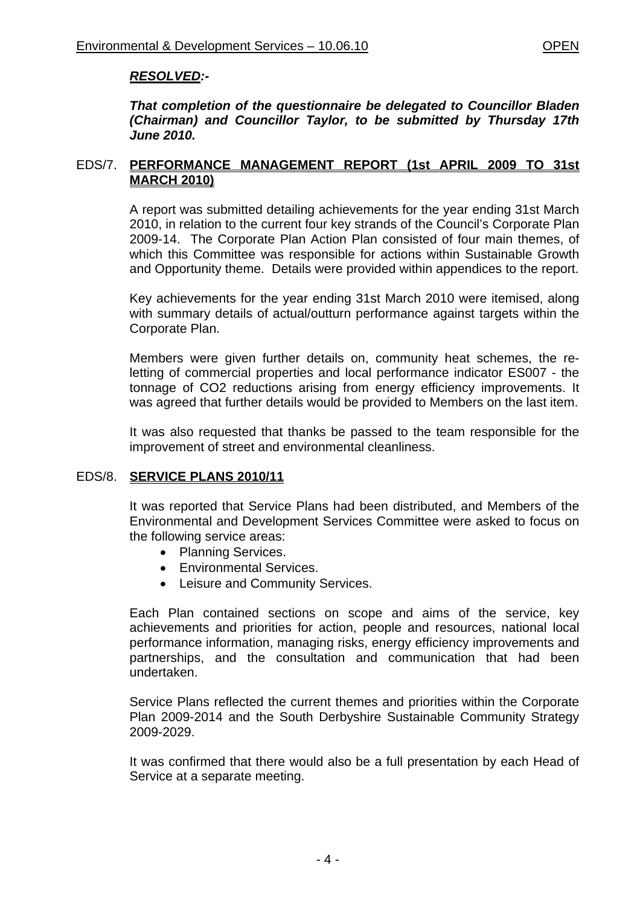***RESOLVED:-***

***That completion of the questionnaire be delegated to Councillor Bladen (Chairman) and Councillor Taylor, to be submitted by Thursday 17th June 2010.***

## EDS/7. PERFORMANCE MANAGEMENT REPORT (1st APRIL 2009 TO 31st MARCH 2010)

A report was submitted detailing achievements for the year ending 31st March 2010, in relation to the current four key strands of the Council's Corporate Plan 2009-14. The Corporate Plan Action Plan consisted of four main themes, of which this Committee was responsible for actions within Sustainable Growth and Opportunity theme. Details were provided within appendices to the report.

Key achievements for the year ending 31st March 2010 were itemised, along with summary details of actual/outturn performance against targets within the Corporate Plan.

Members were given further details on, community heat schemes, the re-letting of commercial properties and local performance indicator ES007 - the tonnage of $CO_2$ reductions arising from energy efficiency improvements. It was agreed that further details would be provided to Members on the last item.

It was also requested that thanks be passed to the team responsible for the improvement of street and environmental cleanliness.

## EDS/8. SERVICE PLANS 2010/11

It was reported that Service Plans had been distributed, and Members of the Environmental and Development Services Committee were asked to focus on the following service areas:

- Planning Services.
- Environmental Services.
- Leisure and Community Services.

Each Plan contained sections on scope and aims of the service, key achievements and priorities for action, people and resources, national local performance information, managing risks, energy efficiency improvements and partnerships, and the consultation and communication that had been undertaken.

Service Plans reflected the current themes and priorities within the Corporate Plan 2009-2014 and the South Derbyshire Sustainable Community Strategy 2009-2029.

It was confirmed that there would also be a full presentation by each Head of Service at a separate meeting.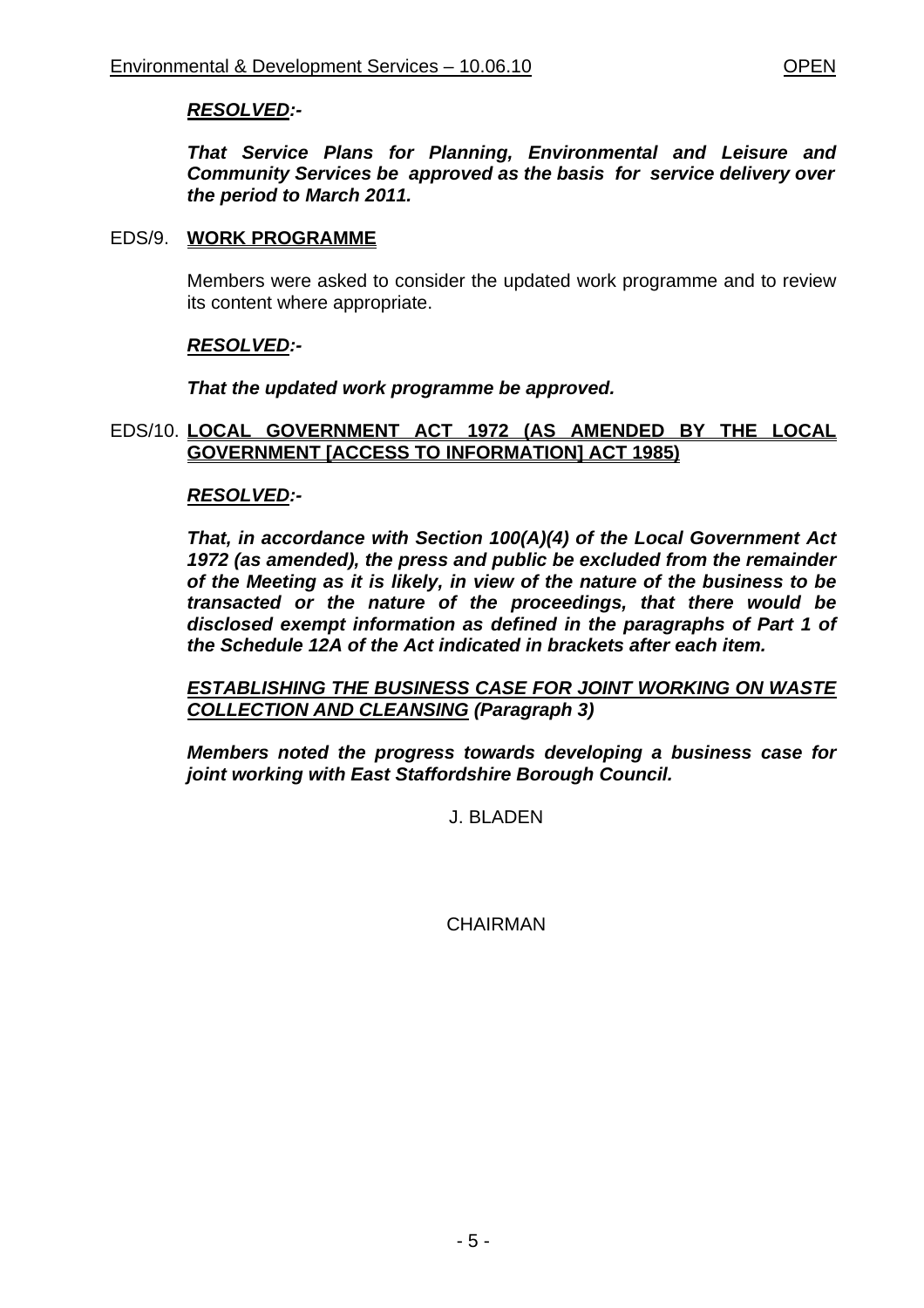***RESOLVED:-***

***That Service Plans for Planning, Environmental and Leisure and Community Services be approved as the basis for service delivery over the period to March 2011.***

EDS/9. **WORK PROGRAMME**

Members were asked to consider the updated work programme and to review its content where appropriate.

***RESOLVED:-***

***That the updated work programme be approved.***

EDS/10. **LOCAL GOVERNMENT ACT 1972 (AS AMENDED BY THE LOCAL GOVERNMENT [ACCESS TO INFORMATION] ACT 1985)**

***RESOLVED:-***

***That, in accordance with Section 100(A)(4) of the Local Government Act 1972 (as amended), the press and public be excluded from the remainder of the Meeting as it is likely, in view of the nature of the business to be transacted or the nature of the proceedings, that there would be disclosed exempt information as defined in the paragraphs of Part 1 of the Schedule 12A of the Act indicated in brackets after each item.***

***ESTABLISHING THE BUSINESS CASE FOR JOINT WORKING ON WASTE COLLECTION AND CLEANSING (Paragraph 3)***

***Members noted the progress towards developing a business case for joint working with East Staffordshire Borough Council.***

J. BLADEN

CHAIRMAN